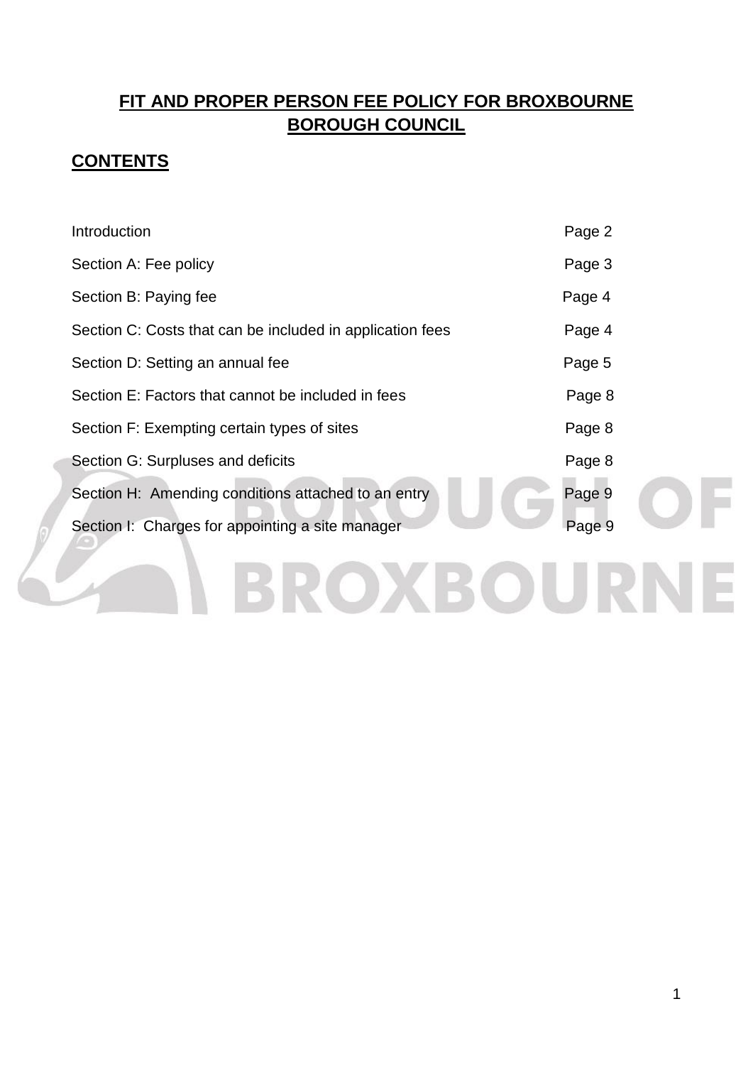# FIT AND PROPER PERSON FEE POLICY FOR BROXBOURNE BOROUGH COUNCIL

## CONTENTS

| | |
|---|---|
| Introduction | Page 2 |
| Section A: Fee policy | Page 3 |
| Section B: Paying fee | Page 4 |
| Section C: Costs that can be included in application fees | Page 4 |
| Section D: Setting an annual fee | Page 5 |
| Section E: Factors that cannot be included in fees | Page 8 |
| Section F: Exempting certain types of sites | Page 8 |
| Section G: Surpluses and deficits | Page 8 |
| Section H: Amending conditions attached to an entry | Page 9 |
| Section I: Charges for appointing a site manager | Page 9 |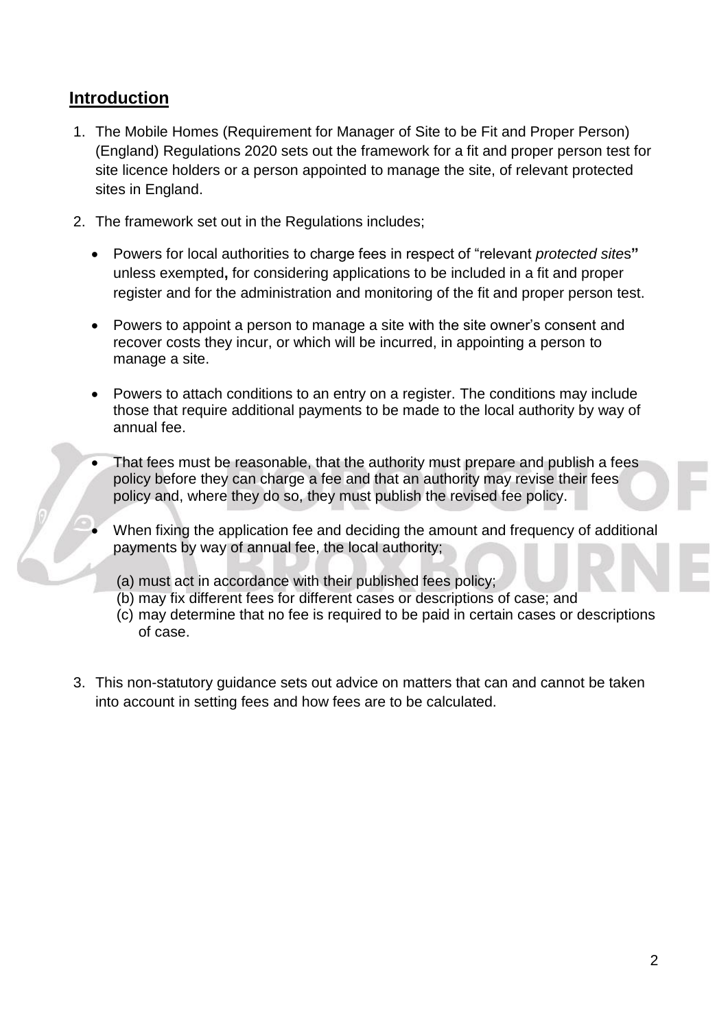## Introduction

1. The Mobile Homes (Requirement for Manager of Site to be Fit and Proper Person) (England) Regulations 2020 sets out the framework for a fit and proper person test for site licence holders or a person appointed to manage the site, of relevant protected sites in England.

2. The framework set out in the Regulations includes;

   - Powers for local authorities to charge fees in respect of "relevant *protected sites*" unless exempted**,** for considering applications to be included in a fit and proper register and for the administration and monitoring of the fit and proper person test.

   - Powers to appoint a person to manage a site with the site owner's consent and recover costs they incur, or which will be incurred, in appointing a person to manage a site.

   - Powers to attach conditions to an entry on a register. The conditions may include those that require additional payments to be made to the local authority by way of annual fee.

   - That fees must be reasonable, that the authority must prepare and publish a fees policy before they can charge a fee and that an authority may revise their fees policy and, where they do so, they must publish the revised fee policy.

   - When fixing the application fee and deciding the amount and frequency of additional payments by way of annual fee, the local authority;

     (a) must act in accordance with their published fees policy;
     (b) may fix different fees for different cases or descriptions of case; and
     (c) may determine that no fee is required to be paid in certain cases or descriptions of case.

3. This non-statutory guidance sets out advice on matters that can and cannot be taken into account in setting fees and how fees are to be calculated.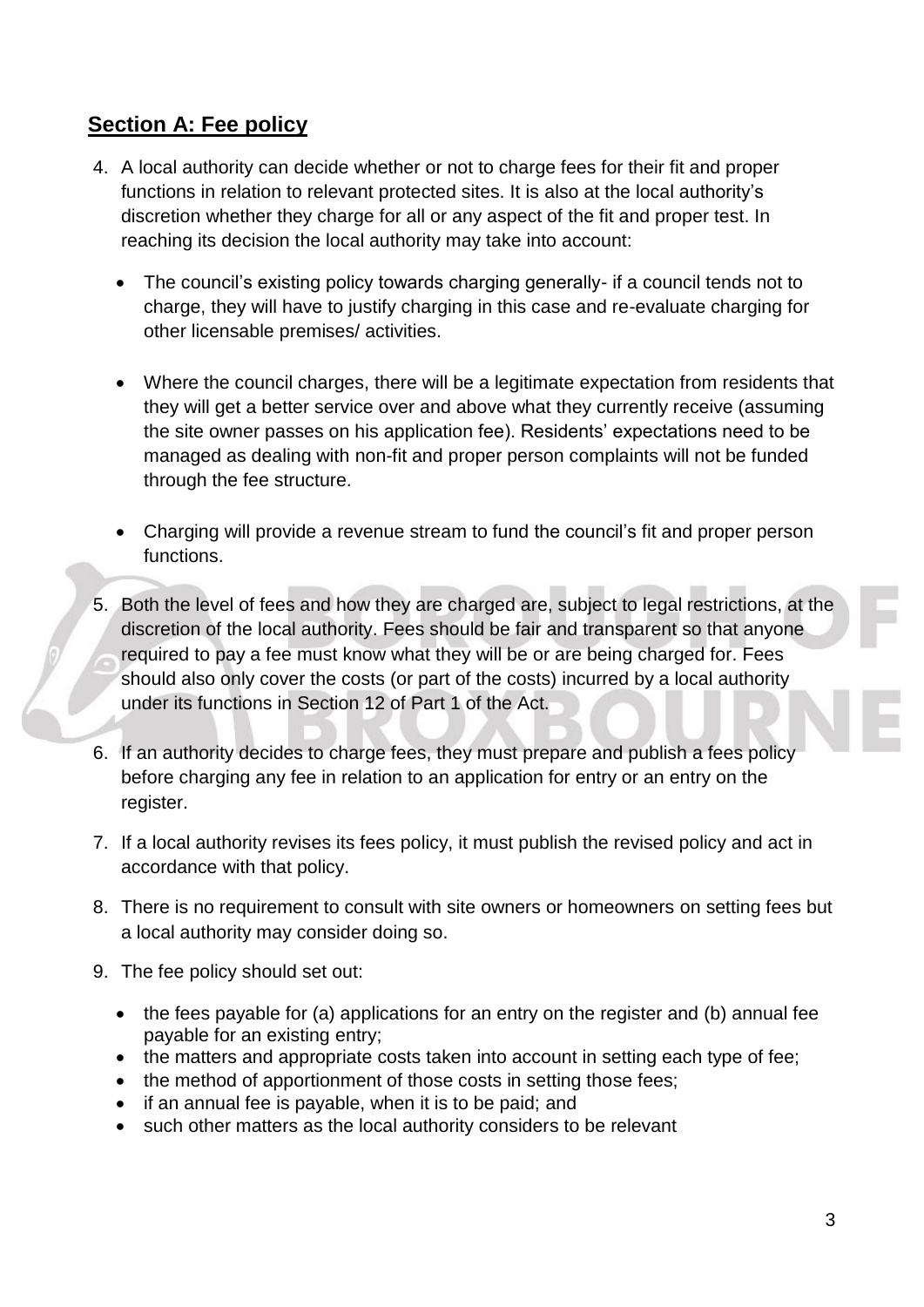## Section A: Fee policy

4. A local authority can decide whether or not to charge fees for their fit and proper functions in relation to relevant protected sites. It is also at the local authority's discretion whether they charge for all or any aspect of the fit and proper test. In reaching its decision the local authority may take into account:

   - The council's existing policy towards charging generally- if a council tends not to charge, they will have to justify charging in this case and re-evaluate charging for other licensable premises/ activities.

   - Where the council charges, there will be a legitimate expectation from residents that they will get a better service over and above what they currently receive (assuming the site owner passes on his application fee). Residents' expectations need to be managed as dealing with non-fit and proper person complaints will not be funded through the fee structure.

   - Charging will provide a revenue stream to fund the council's fit and proper person functions.

5. Both the level of fees and how they are charged are, subject to legal restrictions, at the discretion of the local authority. Fees should be fair and transparent so that anyone required to pay a fee must know what they will be or are being charged for. Fees should also only cover the costs (or part of the costs) incurred by a local authority under its functions in Section 12 of Part 1 of the Act.

6. If an authority decides to charge fees, they must prepare and publish a fees policy before charging any fee in relation to an application for entry or an entry on the register.

7. If a local authority revises its fees policy, it must publish the revised policy and act in accordance with that policy.

8. There is no requirement to consult with site owners or homeowners on setting fees but a local authority may consider doing so.

9. The fee policy should set out:

   - the fees payable for (a) applications for an entry on the register and (b) annual fee payable for an existing entry;
   - the matters and appropriate costs taken into account in setting each type of fee;
   - the method of apportionment of those costs in setting those fees;
   - if an annual fee is payable, when it is to be paid; and
   - such other matters as the local authority considers to be relevant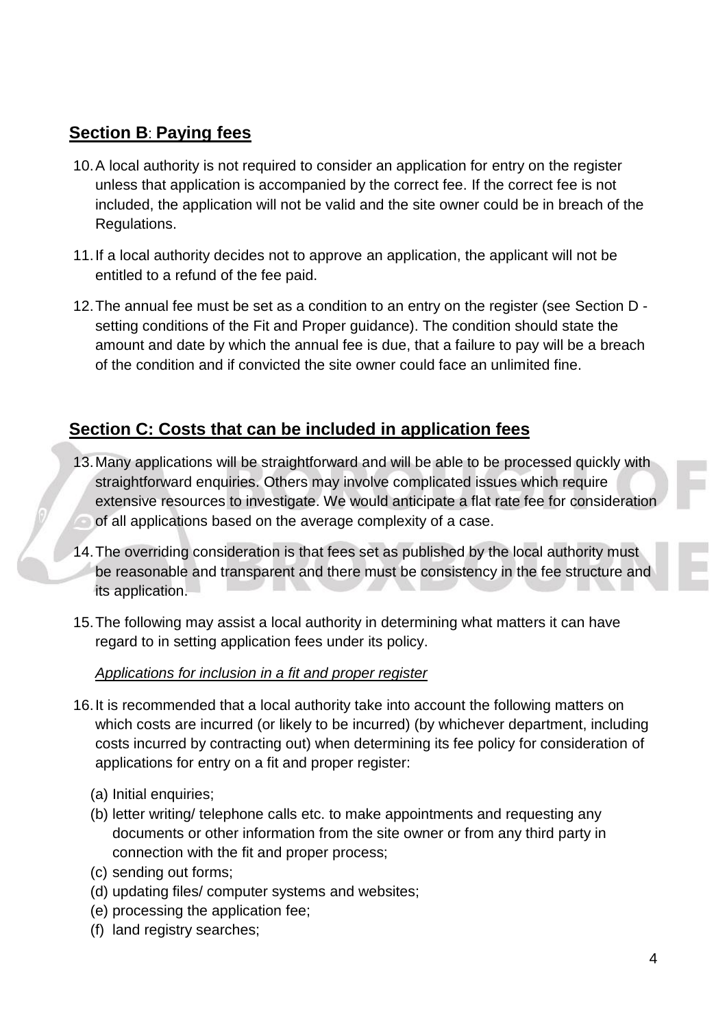## **Section B: Paying fees**

10. A local authority is not required to consider an application for entry on the register unless that application is accompanied by the correct fee. If the correct fee is not included, the application will not be valid and the site owner could be in breach of the Regulations.
11. If a local authority decides not to approve an application, the applicant will not be entitled to a refund of the fee paid.
12. The annual fee must be set as a condition to an entry on the register (see Section D - setting conditions of the Fit and Proper guidance). The condition should state the amount and date by which the annual fee is due, that a failure to pay will be a breach of the condition and if convicted the site owner could face an unlimited fine.

## **Section C: Costs that can be included in application fees**

13. Many applications will be straightforward and will be able to be processed quickly with straightforward enquiries. Others may involve complicated issues which require extensive resources to investigate. We would anticipate a flat rate fee for consideration of all applications based on the average complexity of a case.
14. The overriding consideration is that fees set as published by the local authority must be reasonable and transparent and there must be consistency in the fee structure and its application.
15. The following may assist a local authority in determining what matters it can have regard to in setting application fees under its policy.

*Applications for inclusion in a fit and proper register*

16. It is recommended that a local authority take into account the following matters on which costs are incurred (or likely to be incurred) (by whichever department, including costs incurred by contracting out) when determining its fee policy for consideration of applications for entry on a fit and proper register:

    (a) Initial enquiries;
    (b) letter writing/ telephone calls etc. to make appointments and requesting any documents or other information from the site owner or from any third party in connection with the fit and proper process;
    (c) sending out forms;
    (d) updating files/ computer systems and websites;
    (e) processing the application fee;
    (f) land registry searches;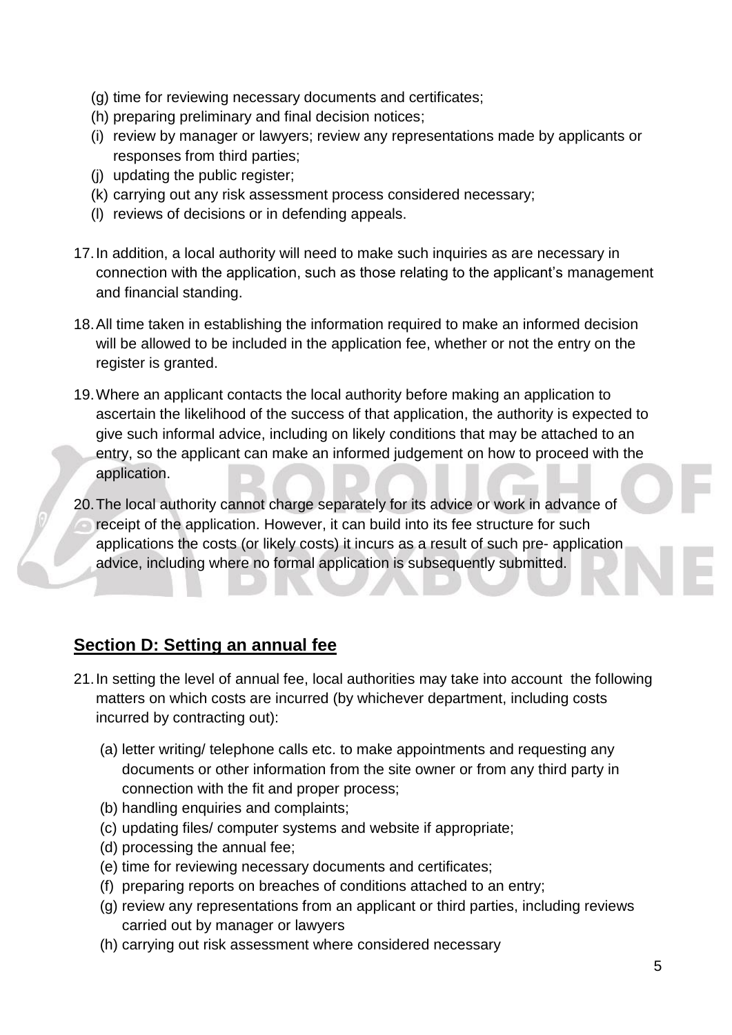(g) time for reviewing necessary documents and certificates;
(h) preparing preliminary and final decision notices;
(i) review by manager or lawyers; review any representations made by applicants or responses from third parties;
(j) updating the public register;
(k) carrying out any risk assessment process considered necessary;
(l) reviews of decisions or in defending appeals.

17. In addition, a local authority will need to make such inquiries as are necessary in connection with the application, such as those relating to the applicant's management and financial standing.

18. All time taken in establishing the information required to make an informed decision will be allowed to be included in the application fee, whether or not the entry on the register is granted.

19. Where an applicant contacts the local authority before making an application to ascertain the likelihood of the success of that application, the authority is expected to give such informal advice, including on likely conditions that may be attached to an entry, so the applicant can make an informed judgement on how to proceed with the application.

20. The local authority cannot charge separately for its advice or work in advance of receipt of the application. However, it can build into its fee structure for such applications the costs (or likely costs) it incurs as a result of such pre- application advice, including where no formal application is subsequently submitted.

## Section D: Setting an annual fee

21. In setting the level of annual fee, local authorities may take into account the following matters on which costs are incurred (by whichever department, including costs incurred by contracting out):

    (a) letter writing/ telephone calls etc. to make appointments and requesting any documents or other information from the site owner or from any third party in connection with the fit and proper process;
    (b) handling enquiries and complaints;
    (c) updating files/ computer systems and website if appropriate;
    (d) processing the annual fee;
    (e) time for reviewing necessary documents and certificates;
    (f) preparing reports on breaches of conditions attached to an entry;
    (g) review any representations from an applicant or third parties, including reviews carried out by manager or lawyers
    (h) carrying out risk assessment where considered necessary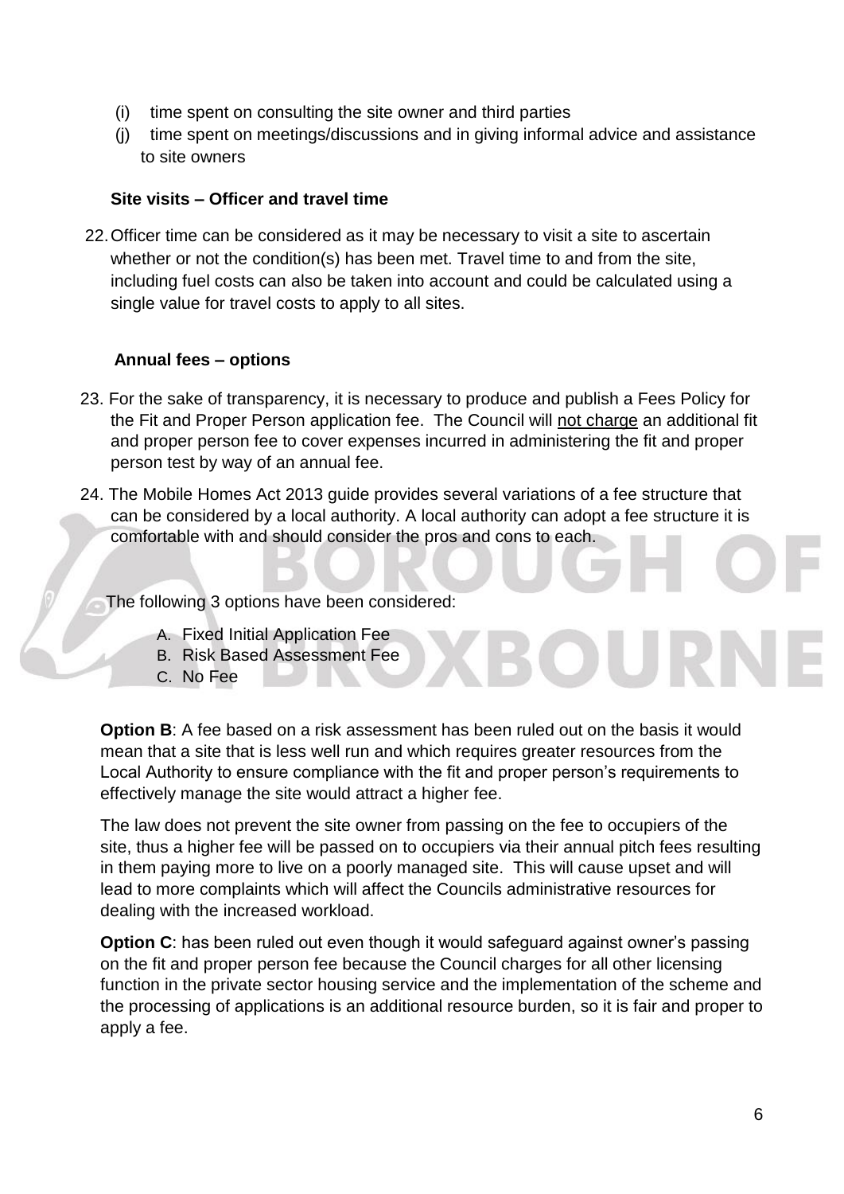(i) time spent on consulting the site owner and third parties
(j) time spent on meetings/discussions and in giving informal advice and assistance to site owners

### Site visits – Officer and travel time

22. Officer time can be considered as it may be necessary to visit a site to ascertain whether or not the condition(s) has been met. Travel time to and from the site, including fuel costs can also be taken into account and could be calculated using a single value for travel costs to apply to all sites.

### Annual fees – options

23. For the sake of transparency, it is necessary to produce and publish a Fees Policy for the Fit and Proper Person application fee. The Council will not charge an additional fit and proper person fee to cover expenses incurred in administering the fit and proper person test by way of an annual fee.

24. The Mobile Homes Act 2013 guide provides several variations of a fee structure that can be considered by a local authority. A local authority can adopt a fee structure it is comfortable with and should consider the pros and cons to each.

The following 3 options have been considered:

A. Fixed Initial Application Fee
B. Risk Based Assessment Fee
C. No Fee

**Option B**: A fee based on a risk assessment has been ruled out on the basis it would mean that a site that is less well run and which requires greater resources from the Local Authority to ensure compliance with the fit and proper person's requirements to effectively manage the site would attract a higher fee.

The law does not prevent the site owner from passing on the fee to occupiers of the site, thus a higher fee will be passed on to occupiers via their annual pitch fees resulting in them paying more to live on a poorly managed site. This will cause upset and will lead to more complaints which will affect the Councils administrative resources for dealing with the increased workload.

**Option C**: has been ruled out even though it would safeguard against owner's passing on the fit and proper person fee because the Council charges for all other licensing function in the private sector housing service and the implementation of the scheme and the processing of applications is an additional resource burden, so it is fair and proper to apply a fee.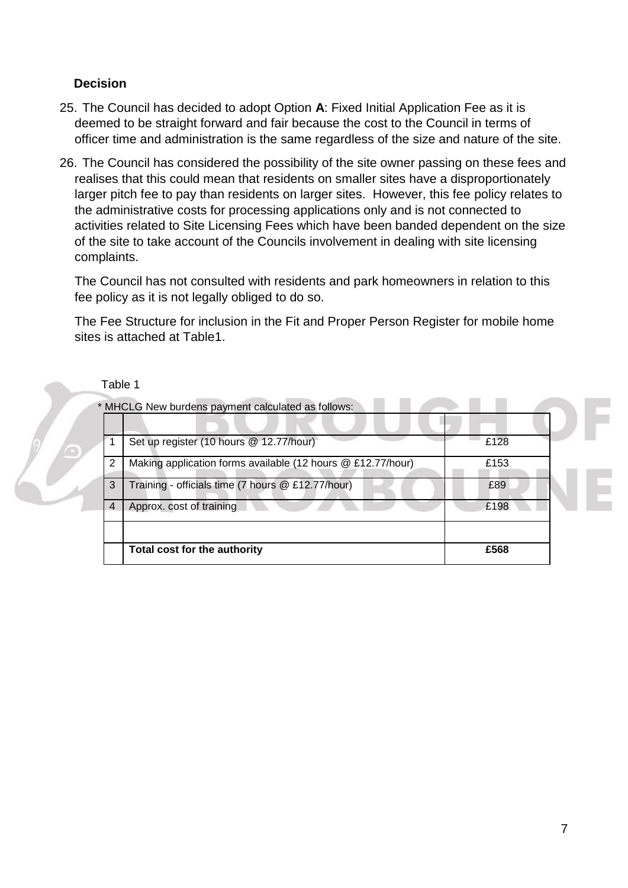**Decision**

25. The Council has decided to adopt Option **A**: Fixed Initial Application Fee as it is deemed to be straight forward and fair because the cost to the Council in terms of officer time and administration is the same regardless of the size and nature of the site.

26. The Council has considered the possibility of the site owner passing on these fees and realises that this could mean that residents on smaller sites have a disproportionately larger pitch fee to pay than residents on larger sites. However, this fee policy relates to the administrative costs for processing applications only and is not connected to activities related to Site Licensing Fees which have been banded dependent on the size of the site to take account of the Councils involvement in dealing with site licensing complaints.

    The Council has not consulted with residents and park homeowners in relation to this fee policy as it is not legally obliged to do so.

    The Fee Structure for inclusion in the Fit and Proper Person Register for mobile home sites is attached at Table1.

Table 1

* MHCLG New burdens payment calculated as follows:

| | | |
|---|---|---|
| 1 | Set up register (10 hours @ 12.77/hour) | £128 |
| 2 | Making application forms available (12 hours @ £12.77/hour) | £153 |
| 3 | Training - officials time (7 hours @ £12.77/hour) | £89 |
| 4 | Approx. cost of training | £198 |
| | | |
| | **Total cost for the authority** | **£568** |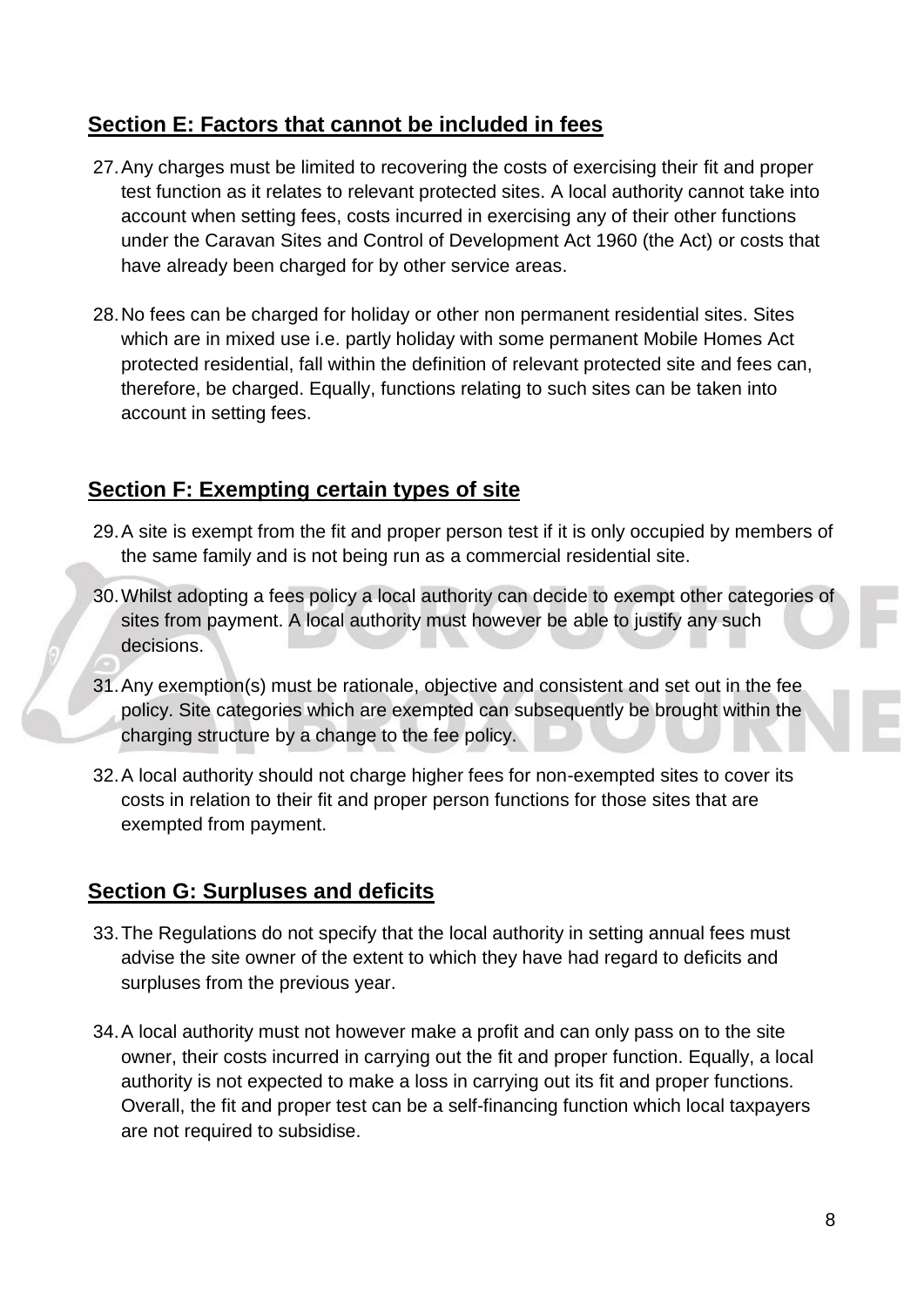## Section E: Factors that cannot be included in fees

27. Any charges must be limited to recovering the costs of exercising their fit and proper test function as it relates to relevant protected sites. A local authority cannot take into account when setting fees, costs incurred in exercising any of their other functions under the Caravan Sites and Control of Development Act 1960 (the Act) or costs that have already been charged for by other service areas.

28. No fees can be charged for holiday or other non permanent residential sites. Sites which are in mixed use i.e. partly holiday with some permanent Mobile Homes Act protected residential, fall within the definition of relevant protected site and fees can, therefore, be charged. Equally, functions relating to such sites can be taken into account in setting fees.

## Section F: Exempting certain types of site

29. A site is exempt from the fit and proper person test if it is only occupied by members of the same family and is not being run as a commercial residential site.

30. Whilst adopting a fees policy a local authority can decide to exempt other categories of sites from payment. A local authority must however be able to justify any such decisions.

31. Any exemption(s) must be rationale, objective and consistent and set out in the fee policy. Site categories which are exempted can subsequently be brought within the charging structure by a change to the fee policy.

32. A local authority should not charge higher fees for non-exempted sites to cover its costs in relation to their fit and proper person functions for those sites that are exempted from payment.

## Section G: Surpluses and deficits

33. The Regulations do not specify that the local authority in setting annual fees must advise the site owner of the extent to which they have had regard to deficits and surpluses from the previous year.

34. A local authority must not however make a profit and can only pass on to the site owner, their costs incurred in carrying out the fit and proper function. Equally, a local authority is not expected to make a loss in carrying out its fit and proper functions. Overall, the fit and proper test can be a self-financing function which local taxpayers are not required to subsidise.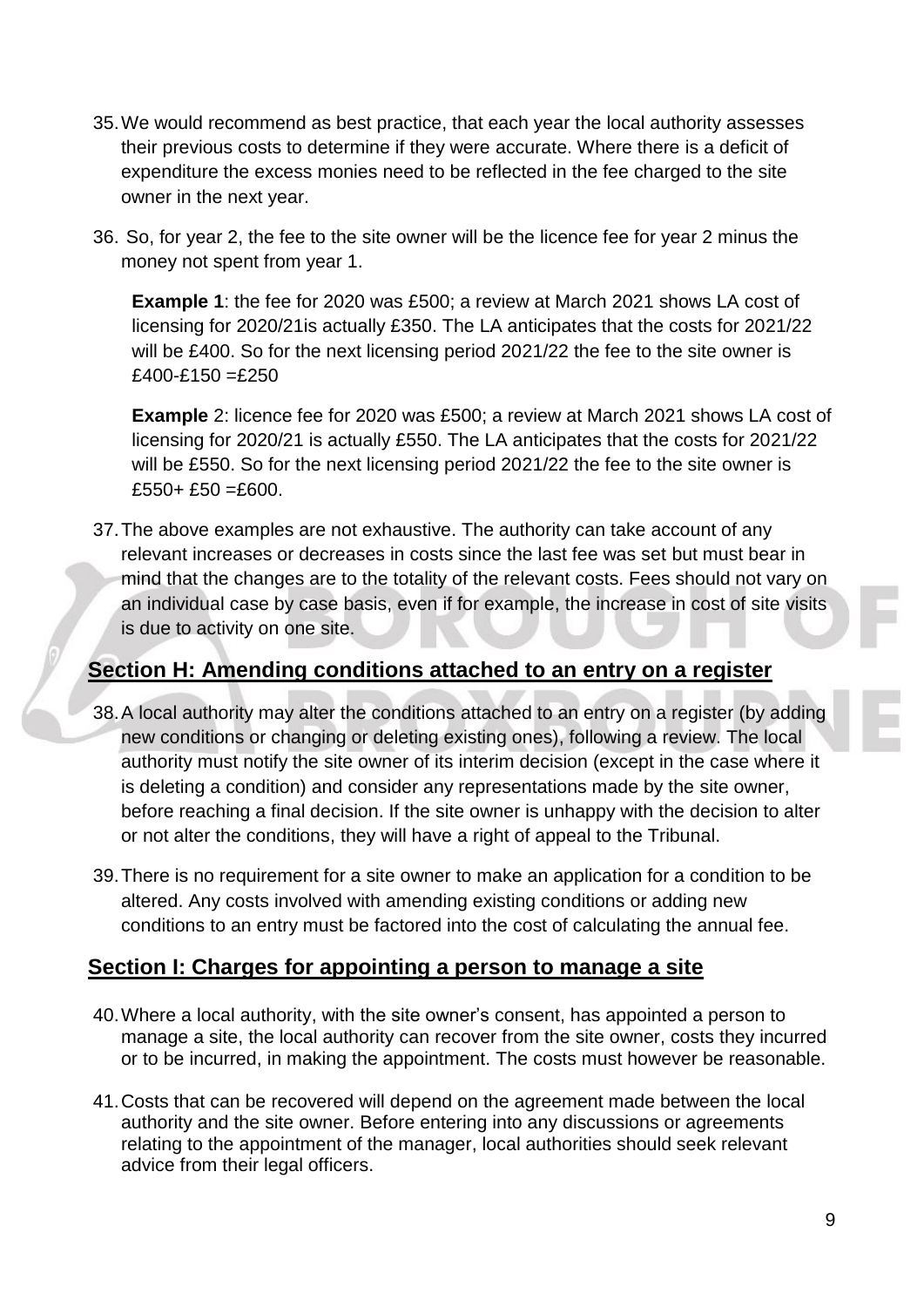35. We would recommend as best practice, that each year the local authority assesses their previous costs to determine if they were accurate. Where there is a deficit of expenditure the excess monies need to be reflected in the fee charged to the site owner in the next year.

36. So, for year 2, the fee to the site owner will be the licence fee for year 2 minus the money not spent from year 1.

    **Example 1**: the fee for 2020 was £500; a review at March 2021 shows LA cost of licensing for 2020/21is actually £350. The LA anticipates that the costs for 2021/22 will be £400. So for the next licensing period 2021/22 the fee to the site owner is £400-£150 =£250

    **Example** 2: licence fee for 2020 was £500; a review at March 2021 shows LA cost of licensing for 2020/21 is actually £550. The LA anticipates that the costs for 2021/22 will be £550. So for the next licensing period 2021/22 the fee to the site owner is £550+ £50 =£600.

37. The above examples are not exhaustive. The authority can take account of any relevant increases or decreases in costs since the last fee was set but must bear in mind that the changes are to the totality of the relevant costs. Fees should not vary on an individual case by case basis, even if for example, the increase in cost of site visits is due to activity on one site.

## Section H: Amending conditions attached to an entry on a register

38. A local authority may alter the conditions attached to an entry on a register (by adding new conditions or changing or deleting existing ones), following a review. The local authority must notify the site owner of its interim decision (except in the case where it is deleting a condition) and consider any representations made by the site owner, before reaching a final decision. If the site owner is unhappy with the decision to alter or not alter the conditions, they will have a right of appeal to the Tribunal.

39. There is no requirement for a site owner to make an application for a condition to be altered. Any costs involved with amending existing conditions or adding new conditions to an entry must be factored into the cost of calculating the annual fee.

## Section I: Charges for appointing a person to manage a site

40. Where a local authority, with the site owner's consent, has appointed a person to manage a site, the local authority can recover from the site owner, costs they incurred or to be incurred, in making the appointment. The costs must however be reasonable.

41. Costs that can be recovered will depend on the agreement made between the local authority and the site owner. Before entering into any discussions or agreements relating to the appointment of the manager, local authorities should seek relevant advice from their legal officers.